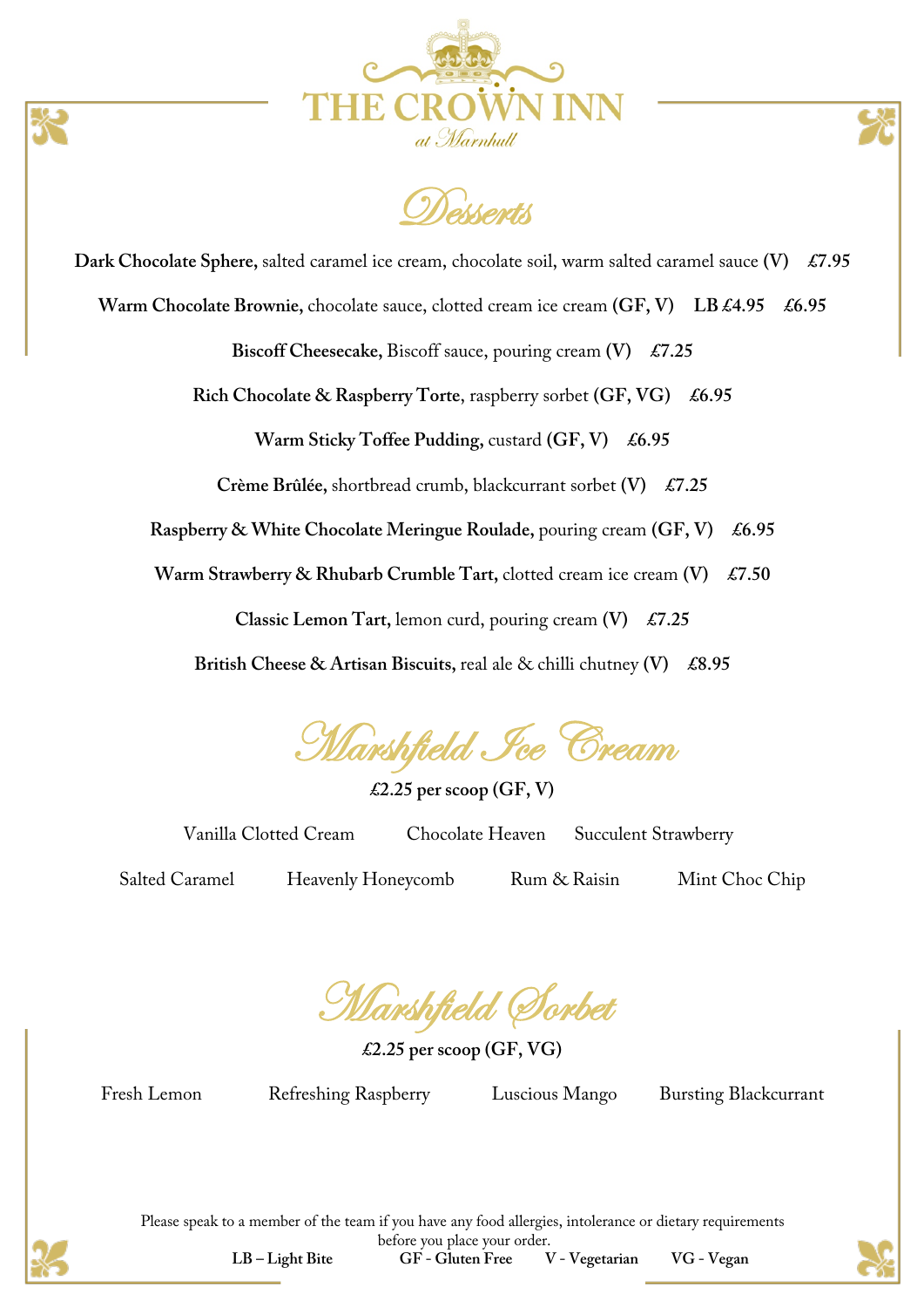# THE CROWN INN

*at Marnhull*

## Desserts

**Dark Chocolate Sphere,** salted caramel ice cream, chocolate soil, warm salted caramel sauce **(V)** **£7.95**

**Warm Chocolate Brownie,** chocolate sauce, clotted cream ice cream **(GF, V)** **LB £4.95** **£6.95**

**Biscoff Cheesecake,** Biscoff sauce, pouring cream **(V)** **£7.25**

**Rich Chocolate & Raspberry Torte**, raspberry sorbet **(GF, VG)** **£6.95**

**Warm Sticky Toffee Pudding,** custard **(GF, V)** **£6.95**

**Crème Brûlée,** shortbread crumb, blackcurrant sorbet **(V)** **£7.25**

**Raspberry & White Chocolate Meringue Roulade,** pouring cream **(GF, V)** **£6.95**

**Warm Strawberry & Rhubarb Crumble Tart,** clotted cream ice cream **(V)** **£7.50**

**Classic Lemon Tart,** lemon curd, pouring cream **(V)** **£7.25**

**British Cheese & Artisan Biscuits,** real ale & chilli chutney **(V)** **£8.95**

## Marshfield Ice Cream

**£2.25 per scoop (GF, V)**

Vanilla Clotted Cream    Chocolate Heaven    Succulent Strawberry

Salted Caramel    Heavenly Honeycomb    Rum & Raisin    Mint Choc Chip

## Marshfield Sorbet

**£2.25 per scoop (GF, VG)**

Fresh Lemon    Refreshing Raspberry    Luscious Mango    Bursting Blackcurrant

Please speak to a member of the team if you have any food allergies, intolerance or dietary requirements before you place your order.

**LB – Light Bite**    **GF - Gluten Free**    **V - Vegetarian**    **VG - Vegan**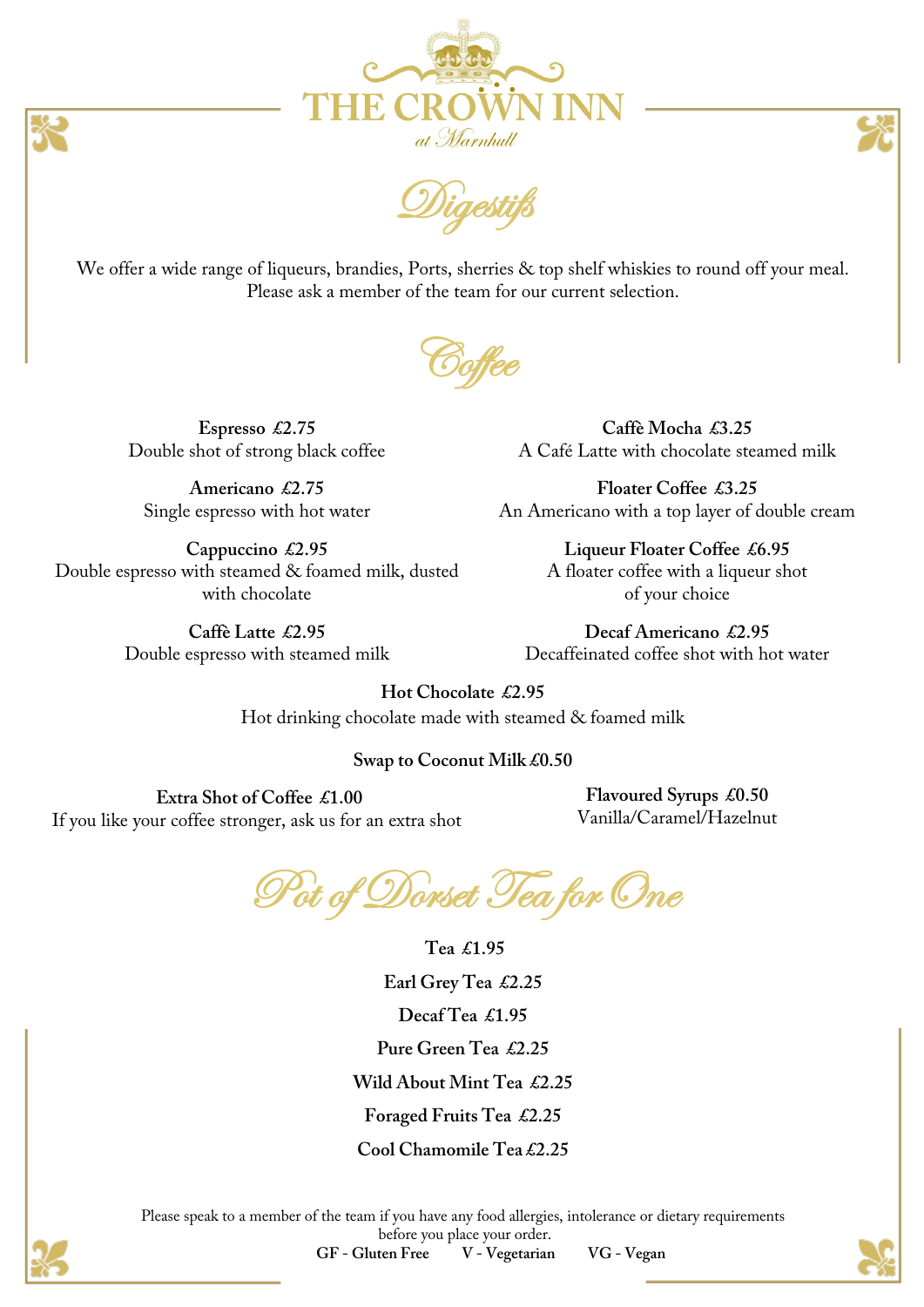# THE CROWN INN

*at Marnhull*

## Digestifs

We offer a wide range of liqueurs, brandies, Ports, sherries & top shelf whiskies to round off your meal. Please ask a member of the team for our current selection.

## Coffee

**Espresso £2.75**
Double shot of strong black coffee

**Americano £2.75**
Single espresso with hot water

**Cappuccino £2.95**
Double espresso with steamed & foamed milk, dusted with chocolate

**Caffè Latte £2.95**
Double espresso with steamed milk

**Caffè Mocha £3.25**
A Café Latte with chocolate steamed milk

**Floater Coffee £3.25**
An Americano with a top layer of double cream

**Liqueur Floater Coffee £6.95**
A floater coffee with a liqueur shot of your choice

**Decaf Americano £2.95**
Decaffeinated coffee shot with hot water

**Hot Chocolate £2.95**
Hot drinking chocolate made with steamed & foamed milk

**Swap to Coconut Milk £0.50**

**Extra Shot of Coffee £1.00**
If you like your coffee stronger, ask us for an extra shot

**Flavoured Syrups £0.50**
Vanilla/Caramel/Hazelnut

## Pot of Dorset Tea for One

**Tea £1.95**

**Earl Grey Tea £2.25**

**Decaf Tea £1.95**

**Pure Green Tea £2.25**

**Wild About Mint Tea £2.25**

**Foraged Fruits Tea £2.25**

**Cool Chamomile Tea £2.25**

Please speak to a member of the team if you have any food allergies, intolerance or dietary requirements before you place your order.

**GF - Gluten Free** **V - Vegetarian** **VG - Vegan**